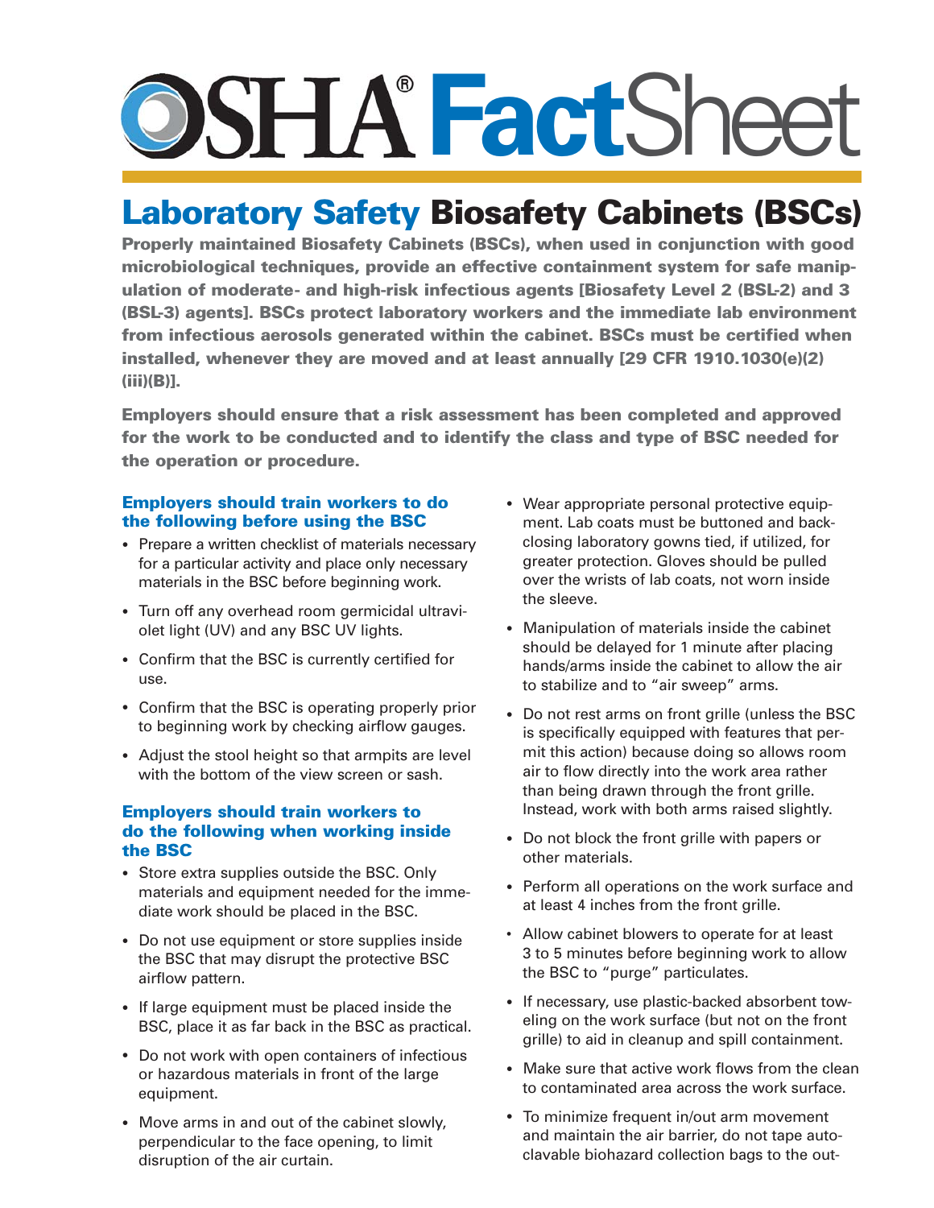# OSHA® FactSheet

## Laboratory Safety Biosafety Cabinets (BSCs)

**Properly maintained Biosafety Cabinets (BSCs), when used in conjunction with good microbiological techniques, provide an effective containment system for safe manipulation of moderate- and high-risk infectious agents [Biosafety Level 2 (BSL-2) and 3 (BSL-3) agents]. BSCs protect laboratory workers and the immediate lab environment from infectious aerosols generated within the cabinet. BSCs must be certified when installed, whenever they are moved and at least annually [29 CFR 1910.1030(e)(2)(iii)(B)].**

**Employers should ensure that a risk assessment has been completed and approved for the work to be conducted and to identify the class and type of BSC needed for the operation or procedure.**

### Employers should train workers to do the following before using the BSC

- Prepare a written checklist of materials necessary for a particular activity and place only necessary materials in the BSC before beginning work.
- Turn off any overhead room germicidal ultraviolet light (UV) and any BSC UV lights.
- Confirm that the BSC is currently certified for use.
- Confirm that the BSC is operating properly prior to beginning work by checking airflow gauges.
- Adjust the stool height so that armpits are level with the bottom of the view screen or sash.

### Employers should train workers to do the following when working inside the BSC

- Store extra supplies outside the BSC. Only materials and equipment needed for the immediate work should be placed in the BSC.
- Do not use equipment or store supplies inside the BSC that may disrupt the protective BSC airflow pattern.
- If large equipment must be placed inside the BSC, place it as far back in the BSC as practical.
- Do not work with open containers of infectious or hazardous materials in front of the large equipment.
- Move arms in and out of the cabinet slowly, perpendicular to the face opening, to limit disruption of the air curtain.
- Wear appropriate personal protective equipment. Lab coats must be buttoned and back-closing laboratory gowns tied, if utilized, for greater protection. Gloves should be pulled over the wrists of lab coats, not worn inside the sleeve.
- Manipulation of materials inside the cabinet should be delayed for 1 minute after placing hands/arms inside the cabinet to allow the air to stabilize and to "air sweep" arms.
- Do not rest arms on front grille (unless the BSC is specifically equipped with features that permit this action) because doing so allows room air to flow directly into the work area rather than being drawn through the front grille. Instead, work with both arms raised slightly.
- Do not block the front grille with papers or other materials.
- Perform all operations on the work surface and at least 4 inches from the front grille.
- Allow cabinet blowers to operate for at least 3 to 5 minutes before beginning work to allow the BSC to "purge" particulates.
- If necessary, use plastic-backed absorbent toweling on the work surface (but not on the front grille) to aid in cleanup and spill containment.
- Make sure that active work flows from the clean to contaminated area across the work surface.
- To minimize frequent in/out arm movement and maintain the air barrier, do not tape autoclavable biohazard collection bags to the out-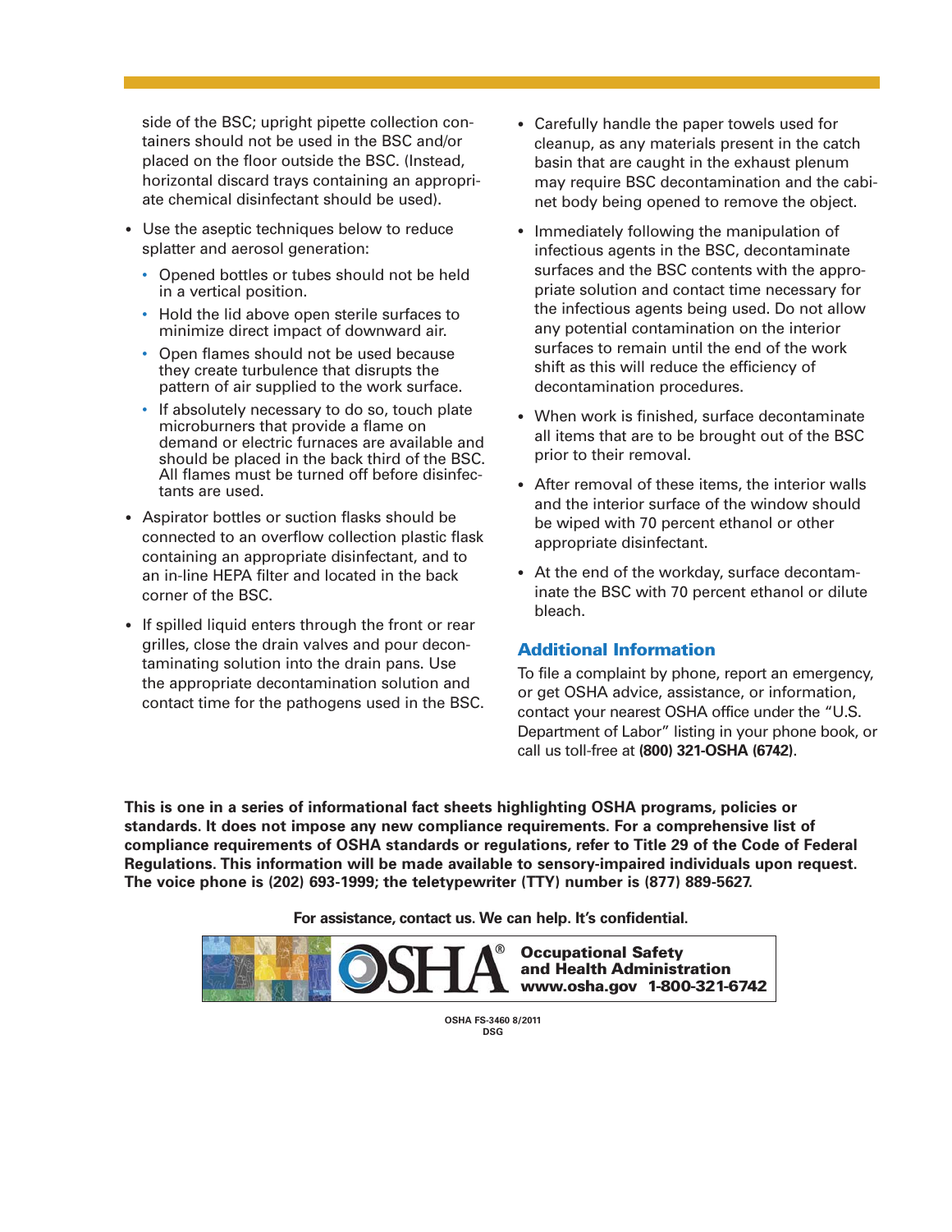side of the BSC; upright pipette collection containers should not be used in the BSC and/or placed on the floor outside the BSC. (Instead, horizontal discard trays containing an appropriate chemical disinfectant should be used).

- Use the aseptic techniques below to reduce splatter and aerosol generation:
  - Opened bottles or tubes should not be held in a vertical position.
  - Hold the lid above open sterile surfaces to minimize direct impact of downward air.
  - Open flames should not be used because they create turbulence that disrupts the pattern of air supplied to the work surface.
  - If absolutely necessary to do so, touch plate microburners that provide a flame on demand or electric furnaces are available and should be placed in the back third of the BSC. All flames must be turned off before disinfectants are used.
- Aspirator bottles or suction flasks should be connected to an overflow collection plastic flask containing an appropriate disinfectant, and to an in-line HEPA filter and located in the back corner of the BSC.
- If spilled liquid enters through the front or rear grilles, close the drain valves and pour decontaminating solution into the drain pans. Use the appropriate decontamination solution and contact time for the pathogens used in the BSC.
- Carefully handle the paper towels used for cleanup, as any materials present in the catch basin that are caught in the exhaust plenum may require BSC decontamination and the cabinet body being opened to remove the object.
- Immediately following the manipulation of infectious agents in the BSC, decontaminate surfaces and the BSC contents with the appropriate solution and contact time necessary for the infectious agents being used. Do not allow any potential contamination on the interior surfaces to remain until the end of the work shift as this will reduce the efficiency of decontamination procedures.
- When work is finished, surface decontaminate all items that are to be brought out of the BSC prior to their removal.
- After removal of these items, the interior walls and the interior surface of the window should be wiped with 70 percent ethanol or other appropriate disinfectant.
- At the end of the workday, surface decontaminate the BSC with 70 percent ethanol or dilute bleach.

## Additional Information

To file a complaint by phone, report an emergency, or get OSHA advice, assistance, or information, contact your nearest OSHA office under the "U.S. Department of Labor" listing in your phone book, or call us toll-free at **(800) 321-OSHA (6742)**.

**This is one in a series of informational fact sheets highlighting OSHA programs, policies or standards. It does not impose any new compliance requirements. For a comprehensive list of compliance requirements of OSHA standards or regulations, refer to Title 29 of the Code of Federal Regulations. This information will be made available to sensory-impaired individuals upon request. The voice phone is (202) 693-1999; the teletypewriter (TTY) number is (877) 889-5627.**

**For assistance, contact us. We can help. It's confidential.**

OSHA®

**Occupational Safety and Health Administration**
**www.osha.gov 1-800-321-6742**

**OSHA FS-3460 8/2011**
**DSG**